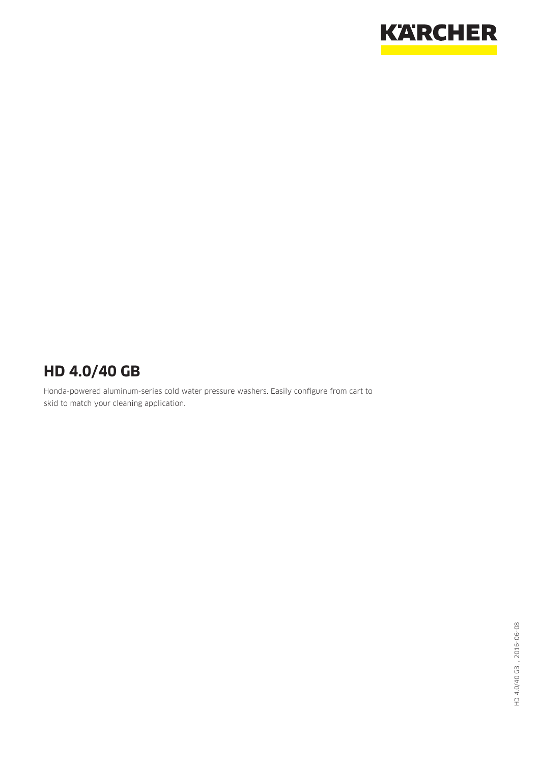KÄRCHER

# HD 4.0/40 GB

Honda-powered aluminum-series cold water pressure washers. Easily configure from cart to skid to match your cleaning application.

HD 4.0/40 GB, , 2016-06-08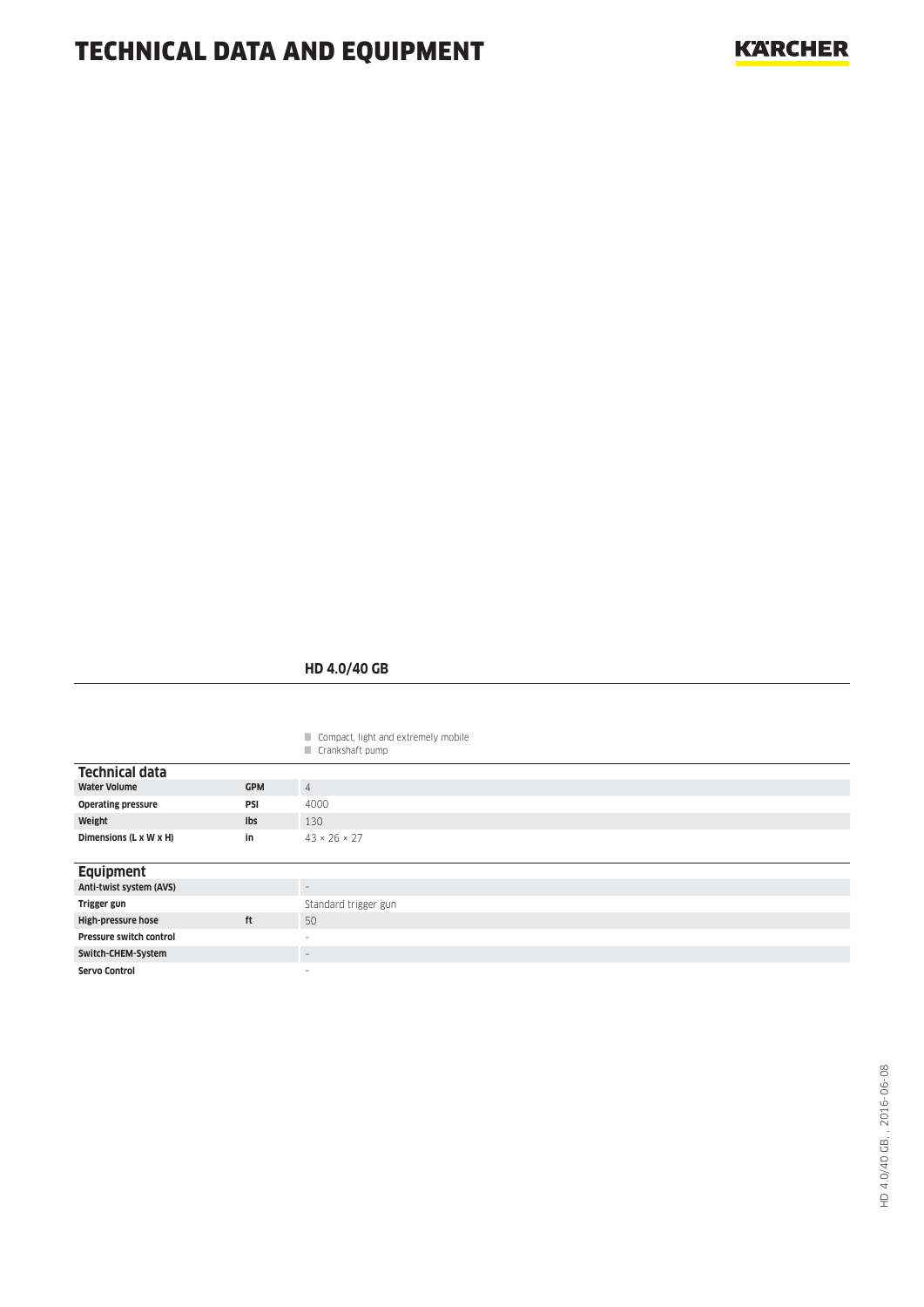# TECHNICAL DATA AND EQUIPMENT

## HD 4.0/40 GB

- Compact, light and extremely mobile
- Crankshaft pump

| Technical data | | |
|---|---|---|
| **Water Volume** | **GPM** | 4 |
| **Operating pressure** | **PSI** | 4000 |
| **Weight** | **lbs** | 130 |
| **Dimensions (L x W x H)** | **in** | 43 × 26 × 27 |

| Equipment | | |
|---|---|---|
| **Anti-twist system (AVS)** | | – |
| **Trigger gun** | | Standard trigger gun |
| **High-pressure hose** | **ft** | 50 |
| **Pressure switch control** | | – |
| **Switch-CHEM-System** | | – |
| **Servo Control** | | – |

HD 4.0/40 GB, , 2016-06-08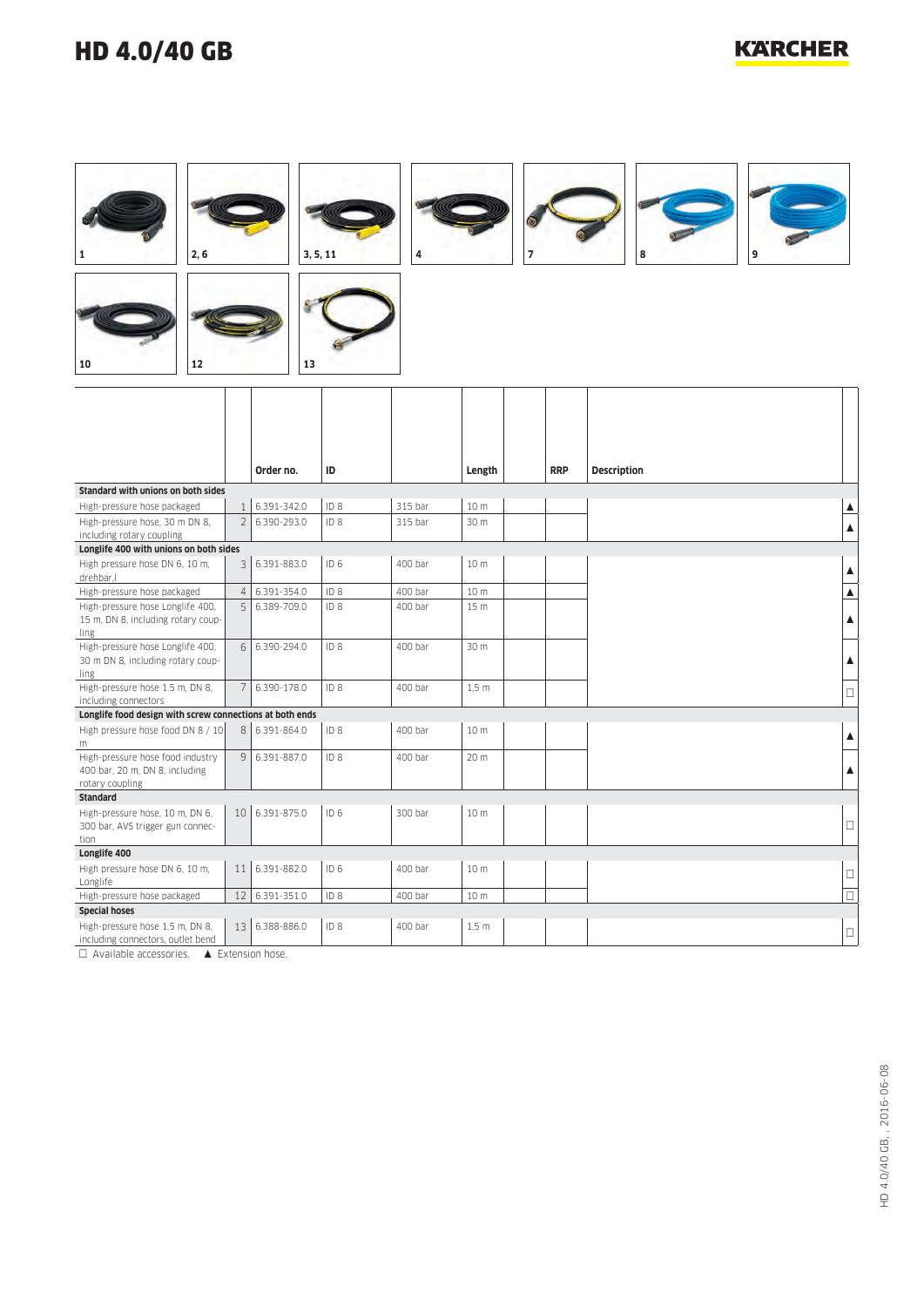# HD 4.0/40 GB

1 | 2, 6 | 3, 5, 11 | 4 | 7 | 8 | 9

10 | 12 | 13

| | | Order no. | ID | | Length | | RRP | Description | |
|---|---|---|---|---|---|---|---|---|---|
| **Standard with unions on both sides** | | | | | | | | | |
| High-pressure hose packaged | 1 | 6.391-342.0 | ID 8 | 315 bar | 10 m | | | | ▲ |
| High-pressure hose, 30 m DN 8, including rotary coupling | 2 | 6.390-293.0 | ID 8 | 315 bar | 30 m | | | | ▲ |
| **Longlife 400 with unions on both sides** | | | | | | | | | |
| High pressure hose DN 6, 10 m, drehbar,l | 3 | 6.391-883.0 | ID 6 | 400 bar | 10 m | | | | ▲ |
| High-pressure hose packaged | 4 | 6.391-354.0 | ID 8 | 400 bar | 10 m | | | | ▲ |
| High-pressure hose Longlife 400, 15 m, DN 8, including rotary coupling | 5 | 6.389-709.0 | ID 8 | 400 bar | 15 m | | | | ▲ |
| High-pressure hose Longlife 400, 30 m DN 8, including rotary coupling | 6 | 6.390-294.0 | ID 8 | 400 bar | 30 m | | | | ▲ |
| High-pressure hose 1.5 m, DN 8, including connectors | 7 | 6.390-178.0 | ID 8 | 400 bar | 1,5 m | | | | □ |
| **Longlife food design with screw connections at both ends** | | | | | | | | | |
| High pressure hose food DN 8 / 10 m | 8 | 6.391-864.0 | ID 8 | 400 bar | 10 m | | | | ▲ |
| High-pressure hose food industry 400 bar, 20 m, DN 8, including rotary coupling | 9 | 6.391-887.0 | ID 8 | 400 bar | 20 m | | | | ▲ |
| **Standard** | | | | | | | | | |
| High-pressure hose, 10 m, DN 6, 300 bar, AVS trigger gun connection | 10 | 6.391-875.0 | ID 6 | 300 bar | 10 m | | | | □ |
| **Longlife 400** | | | | | | | | | |
| High pressure hose DN 6, 10 m, Longlife | 11 | 6.391-882.0 | ID 6 | 400 bar | 10 m | | | | □ |
| High-pressure hose packaged | 12 | 6.391-351.0 | ID 8 | 400 bar | 10 m | | | | □ |
| **Special hoses** | | | | | | | | | |
| High-pressure hose 1.5 m, DN 8, including connectors, outlet bend | 13 | 6.388-886.0 | ID 8 | 400 bar | 1,5 m | | | | □ |

□ Available accessories. ▲ Extension hose.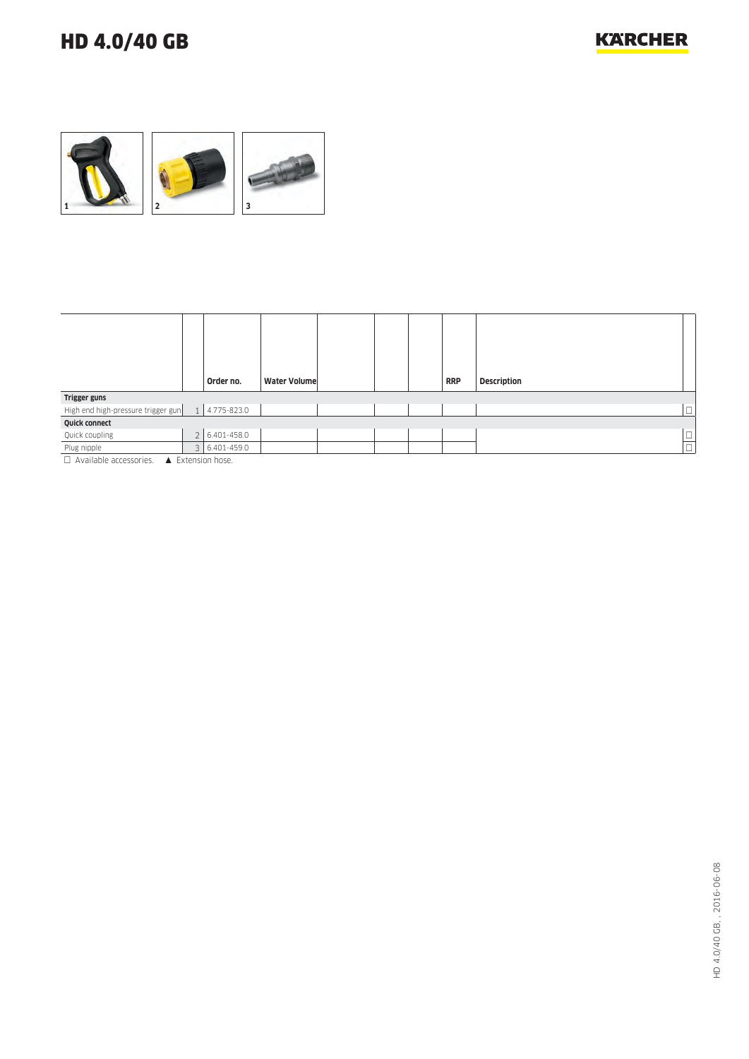# HD 4.0/40 GB

1

2

3

| | | Order no. | Water Volume | | | | RRP | Description | |
|---|---|---|---|---|---|---|---|---|---|
| **Trigger guns** | | | | | | | | | |
| High end high-pressure trigger gun | 1 | 4.775-823.0 | | | | | | | □ |
| **Quick connect** | | | | | | | | | |
| Quick coupling | 2 | 6.401-458.0 | | | | | | | □ |
| Plug nipple | 3 | 6.401-459.0 | | | | | | | □ |

□ Available accessories. ▲ Extension hose.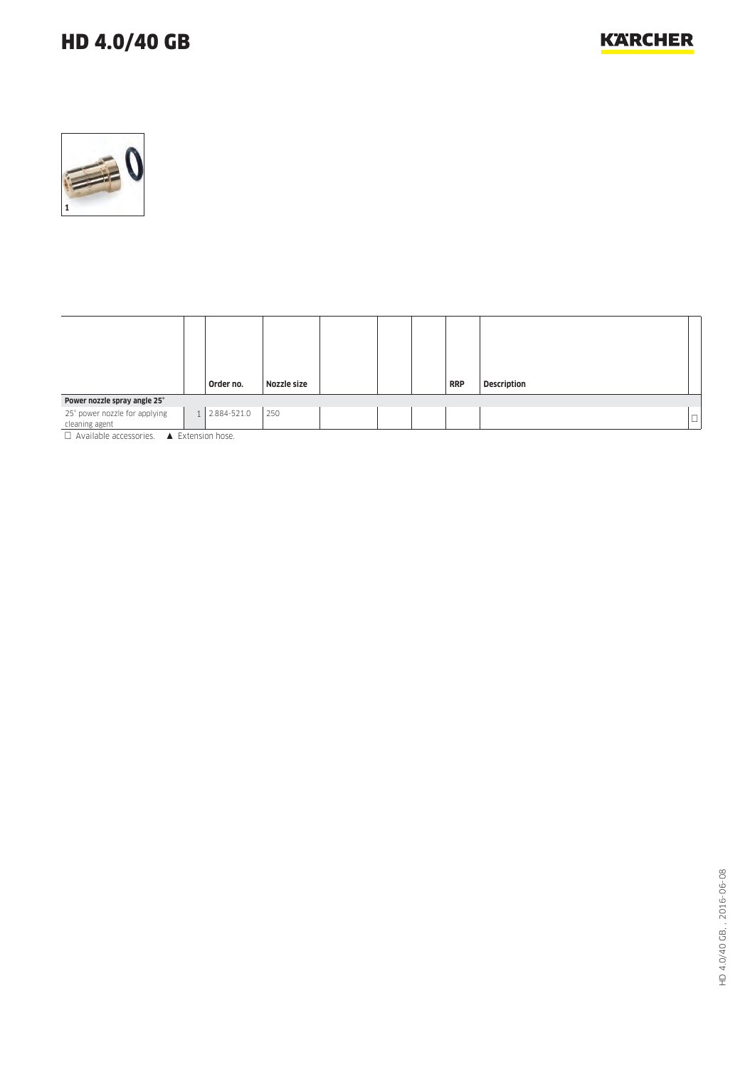# HD 4.0/40 GB

1

| | | Order no. | Nozzle size | | | | RRP | Description | |
|---|---|---|---|---|---|---|---|---|---|
| **Power nozzle spray angle 25°** | | | | | | | | | |
| 25° power nozzle for applying cleaning agent | 1 | 2.884-521.0 | 250 | | | | | | □ |

□ Available accessories. ▲ Extension hose.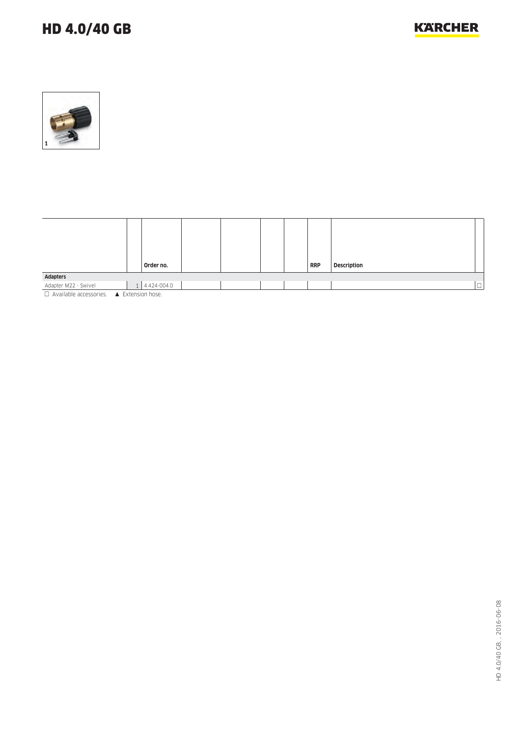# HD 4.0/40 GB

| | | Order no. | | | | | RRP | Description | |
|---|---|---|---|---|---|---|---|---|---|
| **Adapters** | | | | | | | | | |
| Adapter M22 - Swivel | 1 | 4.424-004.0 | | | | | | | □ |

□ Available accessories. ▲ Extension hose.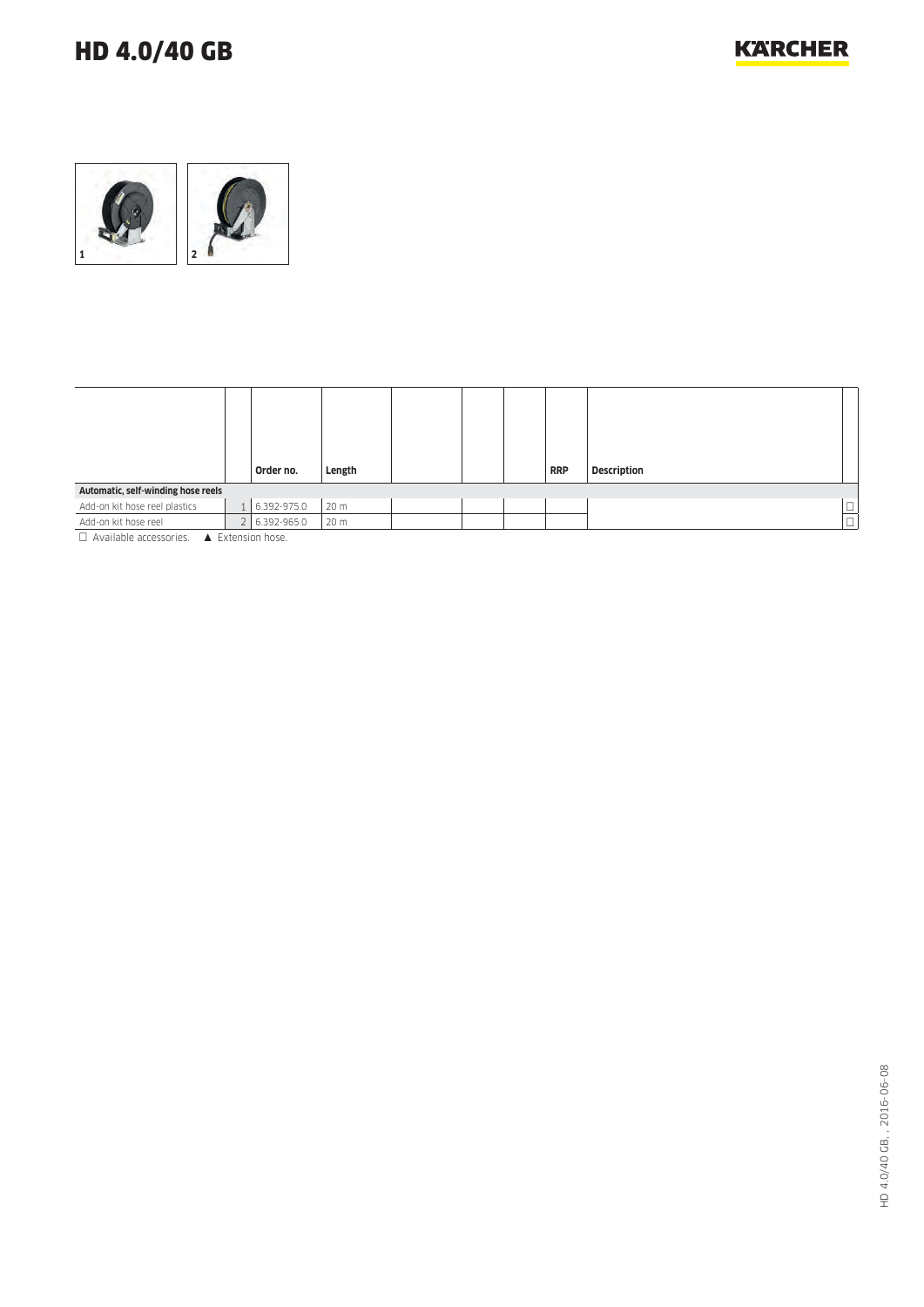# HD 4.0/40 GB

1 2

| | | Order no. | Length | | | | RRP | Description | |
|---|---|---|---|---|---|---|---|---|---|
| **Automatic, self-winding hose reels** | | | | | | | | | |
| Add-on kit hose reel plastics | 1 | 6.392-975.0 | 20 m | | | | | | ☐ |
| Add-on kit hose reel | 2 | 6.392-965.0 | 20 m | | | | | | ☐ |

☐ Available accessories. ▲ Extension hose.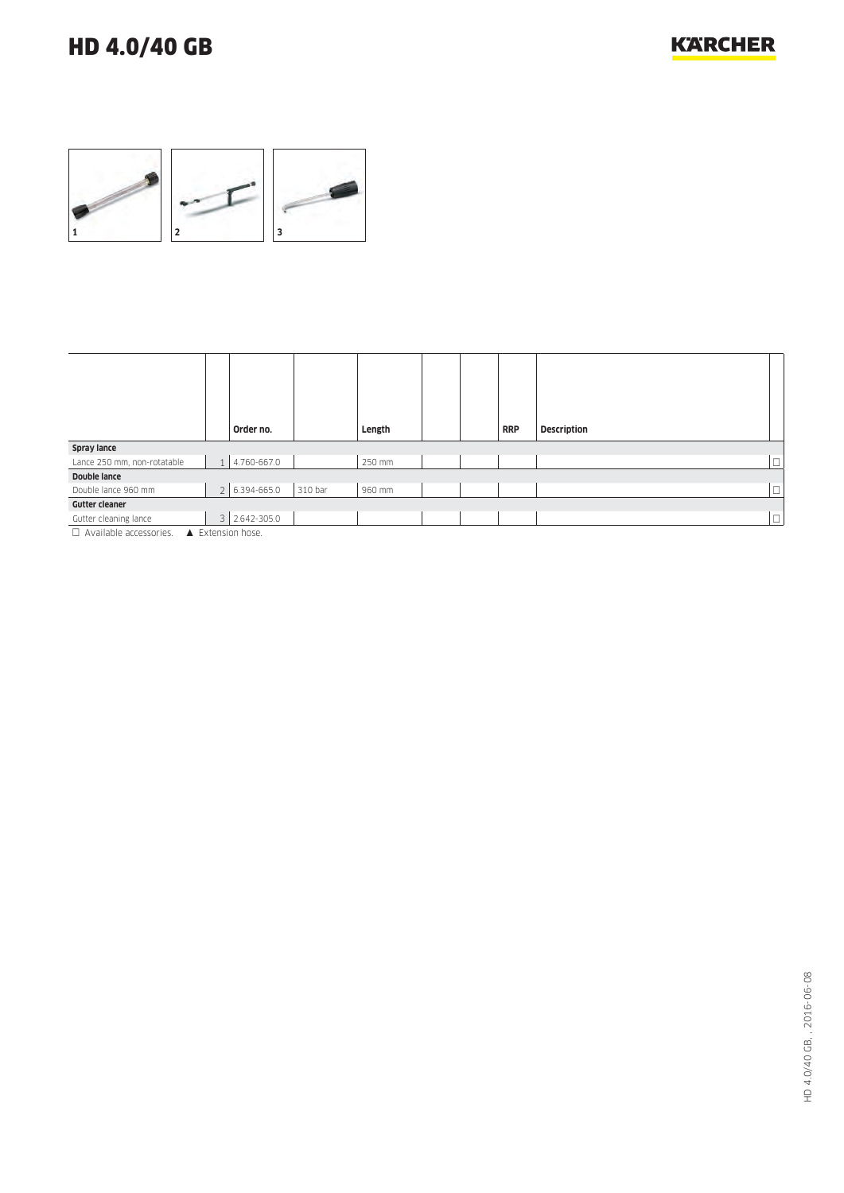# HD 4.0/40 GB

1 2 3

| | | Order no. | | Length | | | RRP | Description | |
|---|---|---|---|---|---|---|---|---|---|
| **Spray lance** | | | | | | | | | |
| Lance 250 mm, non-rotatable | 1 | 4.760-667.0 | | 250 mm | | | | | □ |
| **Double lance** | | | | | | | | | |
| Double lance 960 mm | 2 | 6.394-665.0 | 310 bar | 960 mm | | | | | □ |
| **Gutter cleaner** | | | | | | | | | |
| Gutter cleaning lance | 3 | 2.642-305.0 | | | | | | | □ |

□ Available accessories. ▲ Extension hose.

HD 4.0/40 GB, , 2016-06-08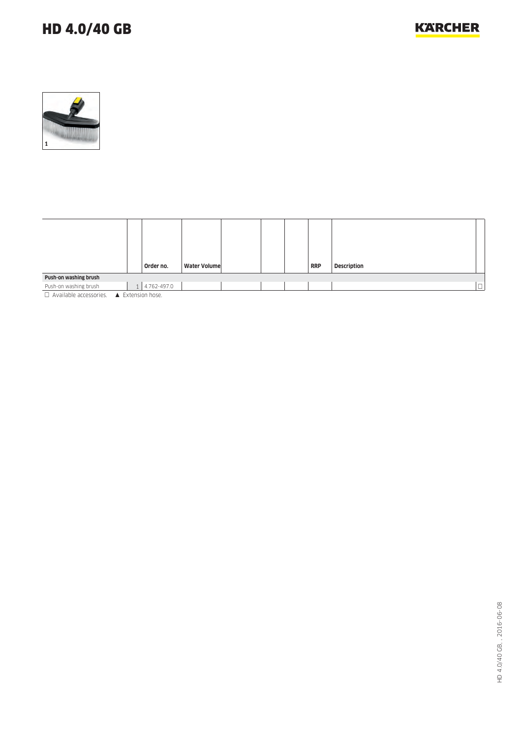# HD 4.0/40 GB

1

| | | Order no. | Water Volume | | | | RRP | Description | |
|---|---|---|---|---|---|---|---|---|---|
| **Push-on washing brush** | | | | | | | | | |
| Push-on washing brush | 1 | 4.762-497.0 | | | | | | | □ |

□ Available accessories. ▲ Extension hose.